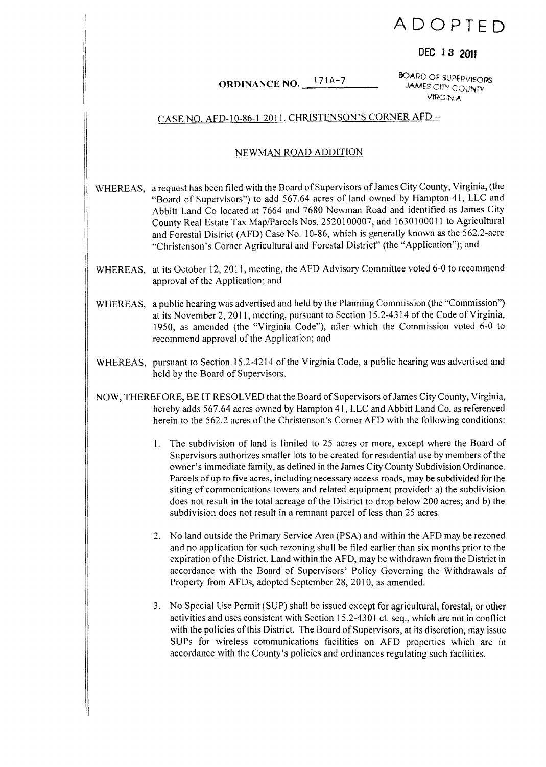ADOPTED

DEC 13 2011

BOARD OF SUPERVISORS
JAMES CITY COUNTY
VIRGINIA

**ORDINANCE NO. 171A-7**

CASE NO. AFD-10-86-1-2011. CHRISTENSON'S CORNER AFD –

NEWMAN ROAD ADDITION

WHEREAS, a request has been filed with the Board of Supervisors of James City County, Virginia, (the "Board of Supervisors") to add 567.64 acres of land owned by Hampton 41, LLC and Abbitt Land Co located at 7664 and 7680 Newman Road and identified as James City County Real Estate Tax Map/Parcels Nos. 2520100007, and 1630100011 to Agricultural and Forestal District (AFD) Case No. 10-86, which is generally known as the 562.2-acre "Christenson's Corner Agricultural and Forestal District" (the "Application"); and

WHEREAS, at its October 12, 2011, meeting, the AFD Advisory Committee voted 6-0 to recommend approval of the Application; and

WHEREAS, a public hearing was advertised and held by the Planning Commission (the "Commission") at its November 2, 2011, meeting, pursuant to Section 15.2-4314 of the Code of Virginia, 1950, as amended (the "Virginia Code"), after which the Commission voted 6-0 to recommend approval of the Application; and

WHEREAS, pursuant to Section 15.2-4214 of the Virginia Code, a public hearing was advertised and held by the Board of Supervisors.

NOW, THEREFORE, BE IT RESOLVED that the Board of Supervisors of James City County, Virginia, hereby adds 567.64 acres owned by Hampton 41, LLC and Abbitt Land Co, as referenced herein to the 562.2 acres of the Christenson's Corner AFD with the following conditions:

1. The subdivision of land is limited to 25 acres or more, except where the Board of Supervisors authorizes smaller lots to be created for residential use by members of the owner's immediate family, as defined in the James City County Subdivision Ordinance. Parcels of up to five acres, including necessary access roads, may be subdivided for the siting of communications towers and related equipment provided: a) the subdivision does not result in the total acreage of the District to drop below 200 acres; and b) the subdivision does not result in a remnant parcel of less than 25 acres.

2. No land outside the Primary Service Area (PSA) and within the AFD may be rezoned and no application for such rezoning shall be filed earlier than six months prior to the expiration of the District. Land within the AFD, may be withdrawn from the District in accordance with the Board of Supervisors' Policy Governing the Withdrawals of Property from AFDs, adopted September 28, 2010, as amended.

3. No Special Use Permit (SUP) shall be issued except for agricultural, forestal, or other activities and uses consistent with Section 15.2-4301 et. seq., which are not in conflict with the policies of this District. The Board of Supervisors, at its discretion, may issue SUPs for wireless communications facilities on AFD properties which are in accordance with the County's policies and ordinances regulating such facilities.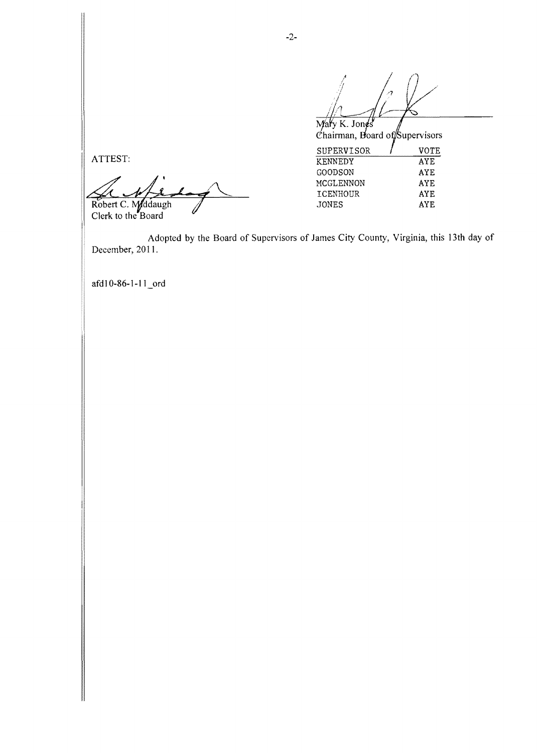Mary K. Jones
Chairman, Board of Supervisors

ATTEST:

Robert C. Middaugh
Clerk to the Board

| SUPERVISOR | VOTE |
| --- | --- |
| KENNEDY | AYE |
| GOODSON | AYE |
| MCGLENNON | AYE |
| ICENHOUR | AYE |
| JONES | AYE |

Adopted by the Board of Supervisors of James City County, Virginia, this 13th day of December, 2011.

afd10-86-1-11_ord